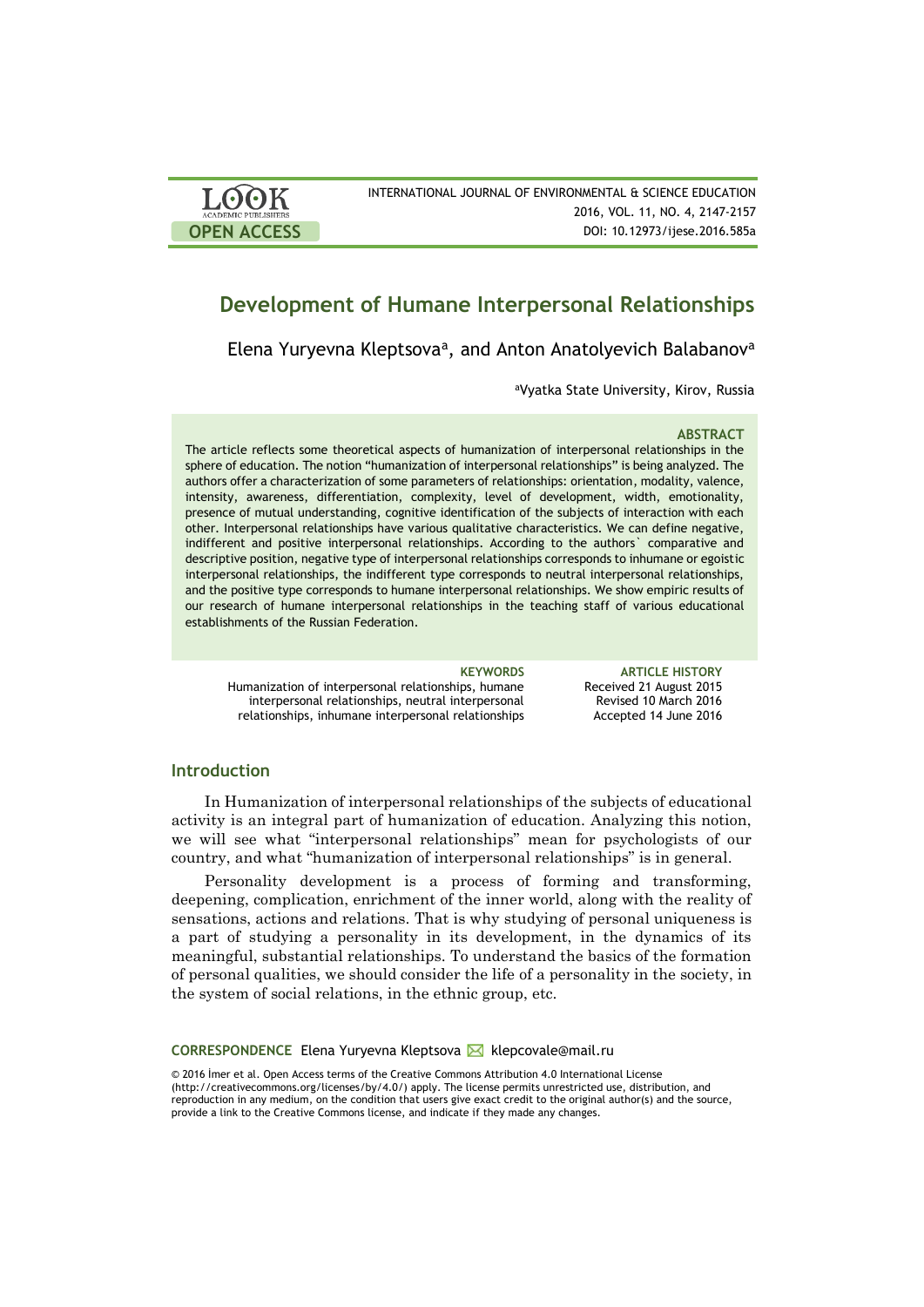# Development of Humane Interpersonal Relationships

Elena Yuryevna Kleptsova[a], and Anton Anatolyevich Balabanov[a]

[a]Vyatka State University, Kirov, Russia

### ABSTRACT

The article reflects some theoretical aspects of humanization of interpersonal relationships in the sphere of education. The notion "humanization of interpersonal relationships" is being analyzed. The authors offer a characterization of some parameters of relationships: orientation, modality, valence, intensity, awareness, differentiation, complexity, level of development, width, emotionality, presence of mutual understanding, cognitive identification of the subjects of interaction with each other. Interpersonal relationships have various qualitative characteristics. We can define negative, indifferent and positive interpersonal relationships. According to the authors` comparative and descriptive position, negative type of interpersonal relationships corresponds to inhumane or egoistic interpersonal relationships, the indifferent type corresponds to neutral interpersonal relationships, and the positive type corresponds to humane interpersonal relationships. We show empiric results of our research of humane interpersonal relationships in the teaching staff of various educational establishments of the Russian Federation.

**KEYWORDS**
Humanization of interpersonal relationships, humane interpersonal relationships, neutral interpersonal relationships, inhumane interpersonal relationships

**ARTICLE HISTORY**
Received 21 August 2015
Revised 10 March 2016
Accepted 14 June 2016

## Introduction

In Humanization of interpersonal relationships of the subjects of educational activity is an integral part of humanization of education. Analyzing this notion, we will see what "interpersonal relationships" mean for psychologists of our country, and what "humanization of interpersonal relationships" is in general.

Personality development is a process of forming and transforming, deepening, complication, enrichment of the inner world, along with the reality of sensations, actions and relations. That is why studying of personal uniqueness is a part of studying a personality in its development, in the dynamics of its meaningful, substantial relationships. To understand the basics of the formation of personal qualities, we should consider the life of a personality in the society, in the system of social relations, in the ethnic group, etc.

**CORRESPONDENCE** Elena Yuryevna Kleptsova ✉ klepcovale@mail.ru

© 2016 İmer et al. Open Access terms of the Creative Commons Attribution 4.0 International License (http://creativecommons.org/licenses/by/4.0/) apply. The license permits unrestricted use, distribution, and reproduction in any medium, on the condition that users give exact credit to the original author(s) and the source, provide a link to the Creative Commons license, and indicate if they made any changes.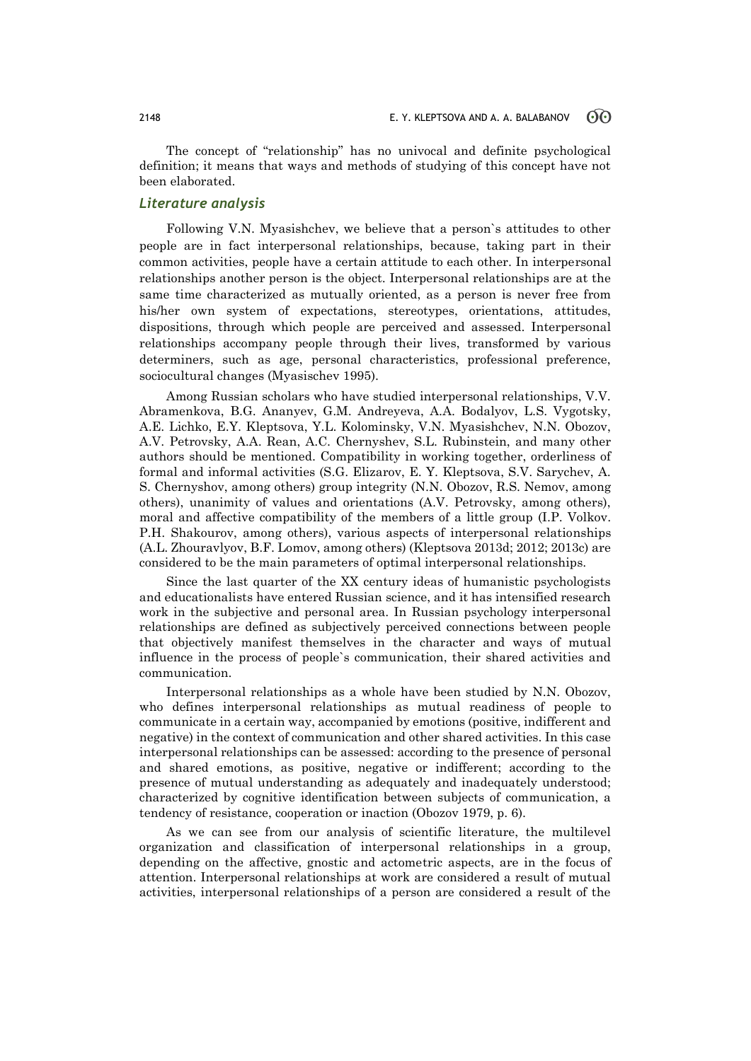The concept of "relationship" has no univocal and definite psychological definition; it means that ways and methods of studying of this concept have not been elaborated.

### *Literature analysis*

Following V.N. Myasishchev, we believe that a person`s attitudes to other people are in fact interpersonal relationships, because, taking part in their common activities, people have a certain attitude to each other. In interpersonal relationships another person is the object. Interpersonal relationships are at the same time characterized as mutually oriented, as a person is never free from his/her own system of expectations, stereotypes, orientations, attitudes, dispositions, through which people are perceived and assessed. Interpersonal relationships accompany people through their lives, transformed by various determiners, such as age, personal characteristics, professional preference, sociocultural changes (Myasischev 1995).

Among Russian scholars who have studied interpersonal relationships, V.V. Abramenkova, B.G. Ananyev, G.M. Andreyeva, A.A. Bodalyov, L.S. Vygotsky, A.E. Lichko, E.Y. Kleptsova, Y.L. Kolominsky, V.N. Myasishchev, N.N. Obozov, A.V. Petrovsky, A.A. Rean, A.C. Chernyshev, S.L. Rubinstein, and many other authors should be mentioned. Compatibility in working together, orderliness of formal and informal activities (S.G. Elizarov, E. Y. Kleptsova, S.V. Sarychev, A. S. Chernyshov, among others) group integrity (N.N. Obozov, R.S. Nemov, among others), unanimity of values and orientations (A.V. Petrovsky, among others), moral and affective compatibility of the members of a little group (I.P. Volkov. P.H. Shakourov, among others), various aspects of interpersonal relationships (A.L. Zhouravlyov, B.F. Lomov, among others) (Kleptsova 2013d; 2012; 2013c) are considered to be the main parameters of optimal interpersonal relationships.

Since the last quarter of the XX century ideas of humanistic psychologists and educationalists have entered Russian science, and it has intensified research work in the subjective and personal area. In Russian psychology interpersonal relationships are defined as subjectively perceived connections between people that objectively manifest themselves in the character and ways of mutual influence in the process of people`s communication, their shared activities and communication.

Interpersonal relationships as a whole have been studied by N.N. Obozov, who defines interpersonal relationships as mutual readiness of people to communicate in a certain way, accompanied by emotions (positive, indifferent and negative) in the context of communication and other shared activities. In this case interpersonal relationships can be assessed: according to the presence of personal and shared emotions, as positive, negative or indifferent; according to the presence of mutual understanding as adequately and inadequately understood; characterized by cognitive identification between subjects of communication, a tendency of resistance, cooperation or inaction (Obozov 1979, p. 6).

As we can see from our analysis of scientific literature, the multilevel organization and classification of interpersonal relationships in a group, depending on the affective, gnostic and actometric aspects, are in the focus of attention. Interpersonal relationships at work are considered a result of mutual activities, interpersonal relationships of a person are considered a result of the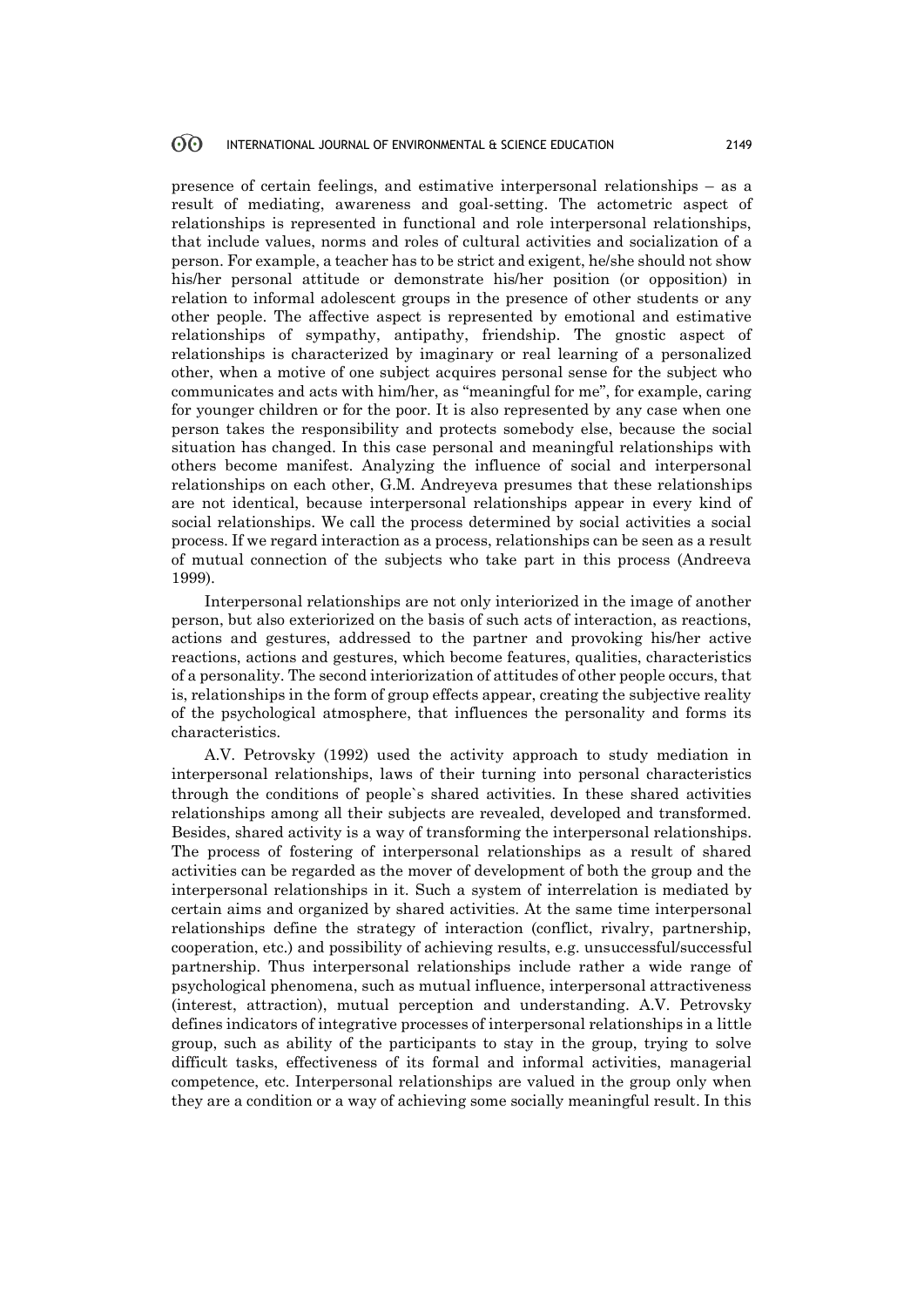presence of certain feelings, and estimative interpersonal relationships – as a result of mediating, awareness and goal-setting. The actometric aspect of relationships is represented in functional and role interpersonal relationships, that include values, norms and roles of cultural activities and socialization of a person. For example, a teacher has to be strict and exigent, he/she should not show his/her personal attitude or demonstrate his/her position (or opposition) in relation to informal adolescent groups in the presence of other students or any other people. The affective aspect is represented by emotional and estimative relationships of sympathy, antipathy, friendship. The gnostic aspect of relationships is characterized by imaginary or real learning of a personalized other, when a motive of one subject acquires personal sense for the subject who communicates and acts with him/her, as "meaningful for me", for example, caring for younger children or for the poor. It is also represented by any case when one person takes the responsibility and protects somebody else, because the social situation has changed. In this case personal and meaningful relationships with others become manifest. Analyzing the influence of social and interpersonal relationships on each other, G.M. Andreyeva presumes that these relationships are not identical, because interpersonal relationships appear in every kind of social relationships. We call the process determined by social activities a social process. If we regard interaction as a process, relationships can be seen as a result of mutual connection of the subjects who take part in this process (Andreeva 1999).

Interpersonal relationships are not only interiorized in the image of another person, but also exteriorized on the basis of such acts of interaction, as reactions, actions and gestures, addressed to the partner and provoking his/her active reactions, actions and gestures, which become features, qualities, characteristics of a personality. The second interiorization of attitudes of other people occurs, that is, relationships in the form of group effects appear, creating the subjective reality of the psychological atmosphere, that influences the personality and forms its characteristics.

A.V. Petrovsky (1992) used the activity approach to study mediation in interpersonal relationships, laws of their turning into personal characteristics through the conditions of people`s shared activities. In these shared activities relationships among all their subjects are revealed, developed and transformed. Besides, shared activity is a way of transforming the interpersonal relationships. The process of fostering of interpersonal relationships as a result of shared activities can be regarded as the mover of development of both the group and the interpersonal relationships in it. Such a system of interrelation is mediated by certain aims and organized by shared activities. At the same time interpersonal relationships define the strategy of interaction (conflict, rivalry, partnership, cooperation, etc.) and possibility of achieving results, e.g. unsuccessful/successful partnership. Thus interpersonal relationships include rather a wide range of psychological phenomena, such as mutual influence, interpersonal attractiveness (interest, attraction), mutual perception and understanding. A.V. Petrovsky defines indicators of integrative processes of interpersonal relationships in a little group, such as ability of the participants to stay in the group, trying to solve difficult tasks, effectiveness of its formal and informal activities, managerial competence, etc. Interpersonal relationships are valued in the group only when they are a condition or a way of achieving some socially meaningful result. In this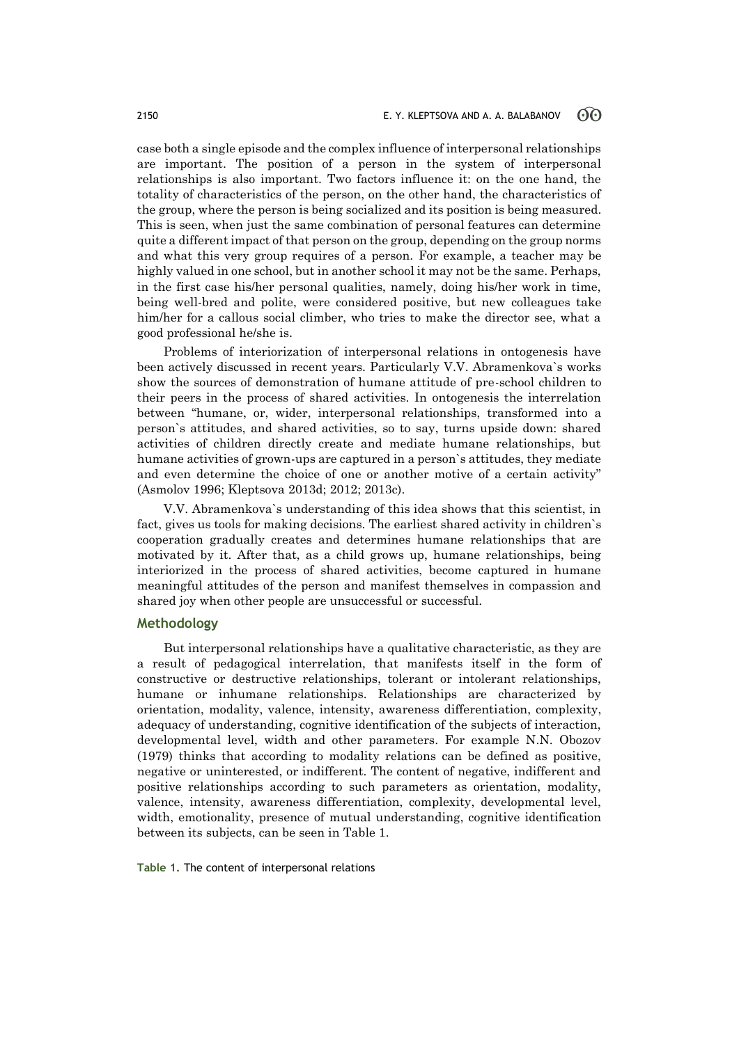case both a single episode and the complex influence of interpersonal relationships are important. The position of a person in the system of interpersonal relationships is also important. Two factors influence it: on the one hand, the totality of characteristics of the person, on the other hand, the characteristics of the group, where the person is being socialized and its position is being measured. This is seen, when just the same combination of personal features can determine quite a different impact of that person on the group, depending on the group norms and what this very group requires of a person. For example, a teacher may be highly valued in one school, but in another school it may not be the same. Perhaps, in the first case his/her personal qualities, namely, doing his/her work in time, being well-bred and polite, were considered positive, but new colleagues take him/her for a callous social climber, who tries to make the director see, what a good professional he/she is.

Problems of interiorization of interpersonal relations in ontogenesis have been actively discussed in recent years. Particularly V.V. Abramenkova`s works show the sources of demonstration of humane attitude of pre-school children to their peers in the process of shared activities. In ontogenesis the interrelation between "humane, or, wider, interpersonal relationships, transformed into a person`s attitudes, and shared activities, so to say, turns upside down: shared activities of children directly create and mediate humane relationships, but humane activities of grown-ups are captured in a person`s attitudes, they mediate and even determine the choice of one or another motive of a certain activity" (Asmolov 1996; Kleptsova 2013d; 2012; 2013c).

V.V. Abramenkova`s understanding of this idea shows that this scientist, in fact, gives us tools for making decisions. The earliest shared activity in children`s cooperation gradually creates and determines humane relationships that are motivated by it. After that, as a child grows up, humane relationships, being interiorized in the process of shared activities, become captured in humane meaningful attitudes of the person and manifest themselves in compassion and shared joy when other people are unsuccessful or successful.

## Methodology

But interpersonal relationships have a qualitative characteristic, as they are a result of pedagogical interrelation, that manifests itself in the form of constructive or destructive relationships, tolerant or intolerant relationships, humane or inhumane relationships. Relationships are characterized by orientation, modality, valence, intensity, awareness differentiation, complexity, adequacy of understanding, cognitive identification of the subjects of interaction, developmental level, width and other parameters. For example N.N. Obozov (1979) thinks that according to modality relations can be defined as positive, negative or uninterested, or indifferent. The content of negative, indifferent and positive relationships according to such parameters as orientation, modality, valence, intensity, awareness differentiation, complexity, developmental level, width, emotionality, presence of mutual understanding, cognitive identification between its subjects, can be seen in Table 1.

**Table 1.** The content of interpersonal relations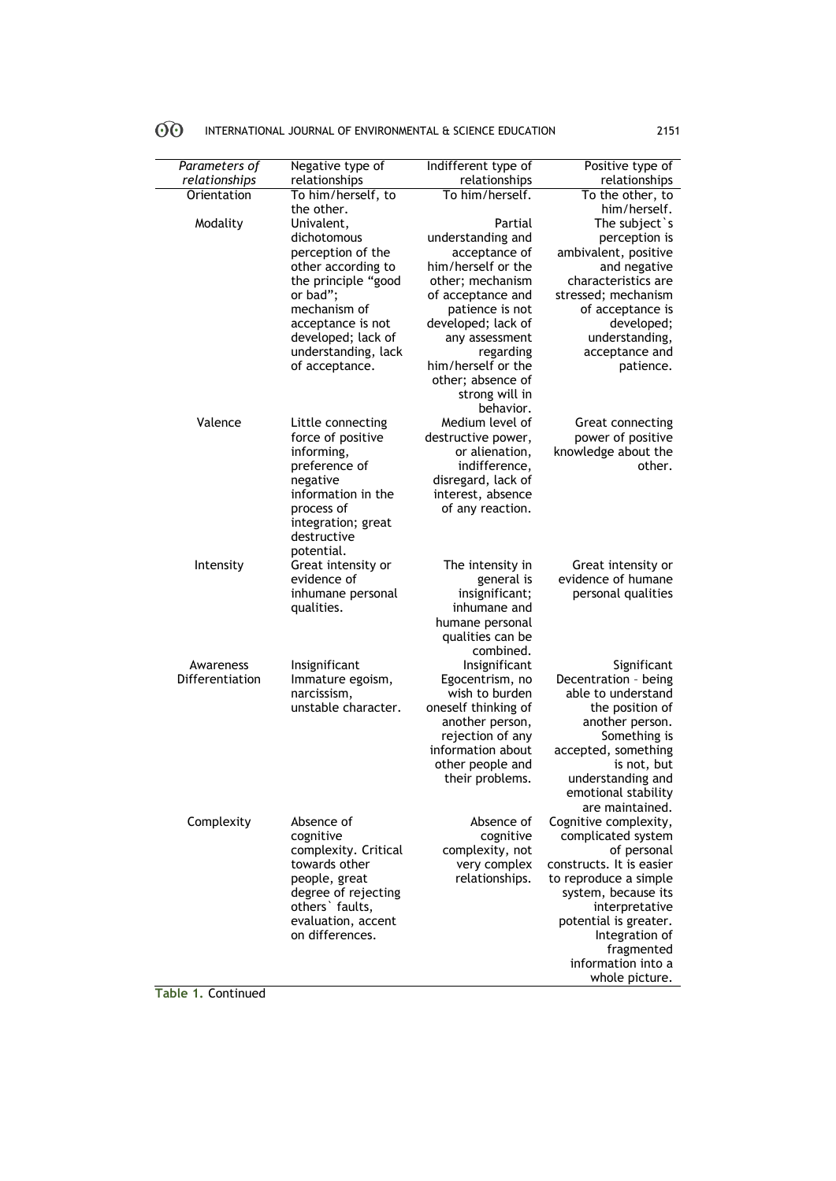| *Parameters of relationships* | Negative type of relationships | Indifferent type of relationships | Positive type of relationships |
|---|---|---|---|
| Orientation | To him/herself, to the other. | To him/herself. | To the other, to him/herself. |
| Modality | Univalent, dichotomous perception of the other according to the principle "good or bad"; mechanism of acceptance is not developed; lack of understanding, lack of acceptance. | Partial understanding and acceptance of him/herself or the other; mechanism of acceptance and patience is not developed; lack of any assessment regarding him/herself or the other; absence of strong will in behavior. | The subject`s perception is ambivalent, positive and negative characteristics are stressed; mechanism of acceptance is developed; understanding, acceptance and patience. |
| Valence | Little connecting force of positive informing, preference of negative information in the process of integration; great destructive potential. | Medium level of destructive power, or alienation, indifference, disregard, lack of interest, absence of any reaction. | Great connecting power of positive knowledge about the other. |
| Intensity | Great intensity or evidence of inhumane personal qualities. | The intensity in general is insignificant; inhumane and humane personal qualities can be combined. | Great intensity or evidence of humane personal qualities |
| Awareness | Insignificant | Insignificant | Significant |
| Differentiation | Immature egoism, narcissism, unstable character. | Egocentrism, no wish to burden oneself thinking of another person, rejection of any information about other people and their problems. | Decentration – being able to understand the position of another person. Something is accepted, something is not, but understanding and emotional stability are maintained. |
| Complexity | Absence of cognitive complexity. Critical towards other people, great degree of rejecting others` faults, evaluation, accent on differences. | Absence of cognitive complexity, not very complex relationships. | Cognitive complexity, complicated system of personal constructs. It is easier to reproduce a simple system, because its interpretative potential is greater. Integration of fragmented information into a whole picture. |

**Table 1.** Continued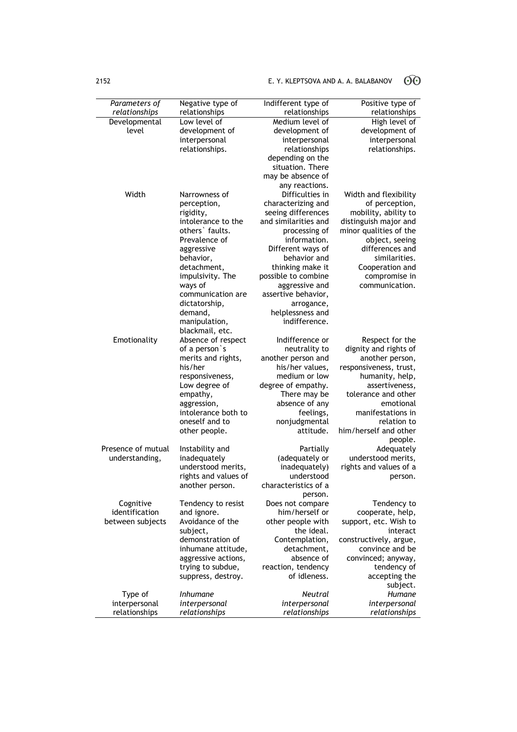| *Parameters of relationships* | Negative type of relationships | Indifferent type of relationships | Positive type of relationships |
|---|---|---|---|
| Developmental level | Low level of development of interpersonal relationships. | Medium level of development of interpersonal relationships depending on the situation. There may be absence of any reactions. | High level of development of interpersonal relationships. |
| Width | Narrowness of perception, rigidity, intolerance to the others` faults. Prevalence of aggressive behavior, detachment, impulsivity. The ways of communication are dictatorship, demand, manipulation, blackmail, etc. | Difficulties in characterizing and seeing differences and similarities and processing of information. Different ways of behavior and thinking make it possible to combine aggressive and assertive behavior, arrogance, helplessness and indifference. | Width and flexibility of perception, mobility, ability to distinguish major and minor qualities of the object, seeing differences and similarities. Cooperation and compromise in communication. |
| Emotionality | Absence of respect of a person`s merits and rights, his/her responsiveness, Low degree of empathy, aggression, intolerance both to oneself and to other people. | Indifference or neutrality to another person and his/her values, medium or low degree of empathy. There may be absence of any feelings, nonjudgmental attitude. | Respect for the dignity and rights of another person, responsiveness, trust, humanity, help, assertiveness, tolerance and other emotional manifestations in relation to him/herself and other people. |
| Presence of mutual understanding, | Instability and inadequately understood merits, rights and values of another person. | Partially (adequately or inadequately) understood characteristics of a person. | Adequately understood merits, rights and values of a person. |
| Cognitive identification between subjects | Tendency to resist and ignore. Avoidance of the subject, demonstration of inhumane attitude, aggressive actions, trying to subdue, suppress, destroy. | Does not compare him/herself or other people with the ideal. Contemplation, detachment, absence of reaction, tendency of idleness. | Tendency to cooperate, help, support, etc. Wish to interact constructively, argue, convince and be convinced; anyway, tendency of accepting the subject. |
| Type of interpersonal relationships | *Inhumane interpersonal relationships* | *Neutral interpersonal relationships* | *Humane interpersonal relationships* |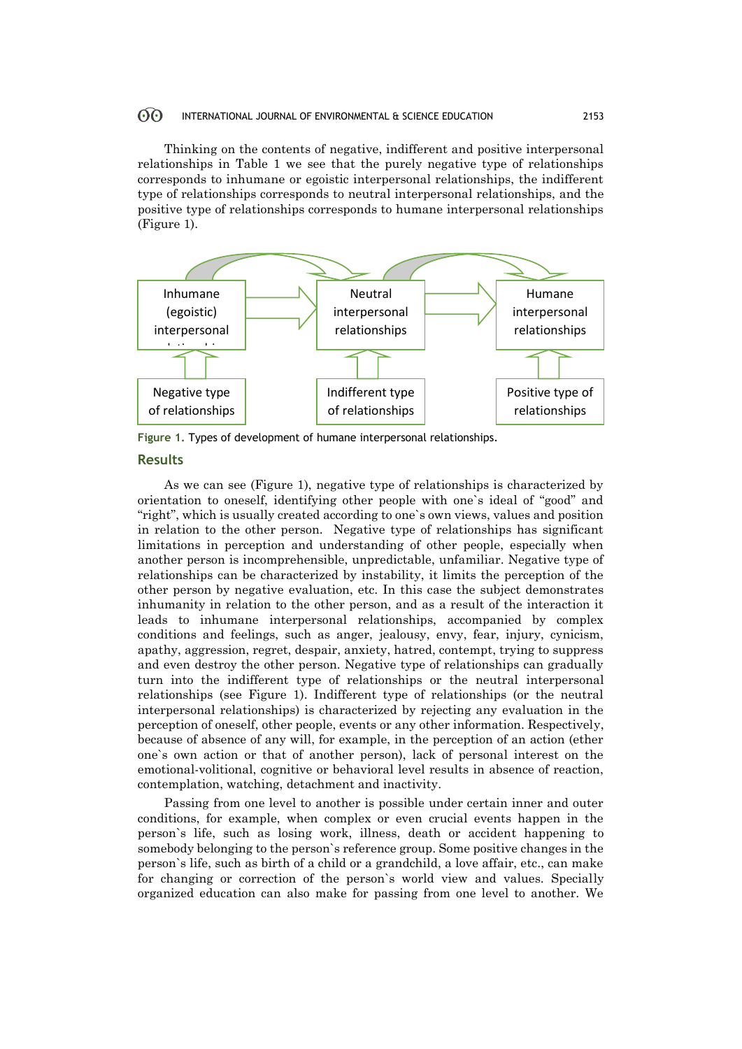Thinking on the contents of negative, indifferent and positive interpersonal relationships in Table 1 we see that the purely negative type of relationships corresponds to inhumane or egoistic interpersonal relationships, the indifferent type of relationships corresponds to neutral interpersonal relationships, and the positive type of relationships corresponds to humane interpersonal relationships (Figure 1).

Inhumane (egoistic) interpersonal relationships → Neutral interpersonal relationships → Humane interpersonal relationships

Negative type of relationships | Indifferent type of relationships | Positive type of relationships

**Figure 1.** Types of development of humane interpersonal relationships.

## Results

As we can see (Figure 1), negative type of relationships is characterized by orientation to oneself, identifying other people with one`s ideal of "good" and "right", which is usually created according to one`s own views, values and position in relation to the other person. Negative type of relationships has significant limitations in perception and understanding of other people, especially when another person is incomprehensible, unpredictable, unfamiliar. Negative type of relationships can be characterized by instability, it limits the perception of the other person by negative evaluation, etc. In this case the subject demonstrates inhumanity in relation to the other person, and as a result of the interaction it leads to inhumane interpersonal relationships, accompanied by complex conditions and feelings, such as anger, jealousy, envy, fear, injury, cynicism, apathy, aggression, regret, despair, anxiety, hatred, contempt, trying to suppress and even destroy the other person. Negative type of relationships can gradually turn into the indifferent type of relationships or the neutral interpersonal relationships (see Figure 1). Indifferent type of relationships (or the neutral interpersonal relationships) is characterized by rejecting any evaluation in the perception of oneself, other people, events or any other information. Respectively, because of absence of any will, for example, in the perception of an action (ether one`s own action or that of another person), lack of personal interest on the emotional-volitional, cognitive or behavioral level results in absence of reaction, contemplation, watching, detachment and inactivity.

Passing from one level to another is possible under certain inner and outer conditions, for example, when complex or even crucial events happen in the person`s life, such as losing work, illness, death or accident happening to somebody belonging to the person`s reference group. Some positive changes in the person`s life, such as birth of a child or a grandchild, a love affair, etc., can make for changing or correction of the person`s world view and values. Specially organized education can also make for passing from one level to another. We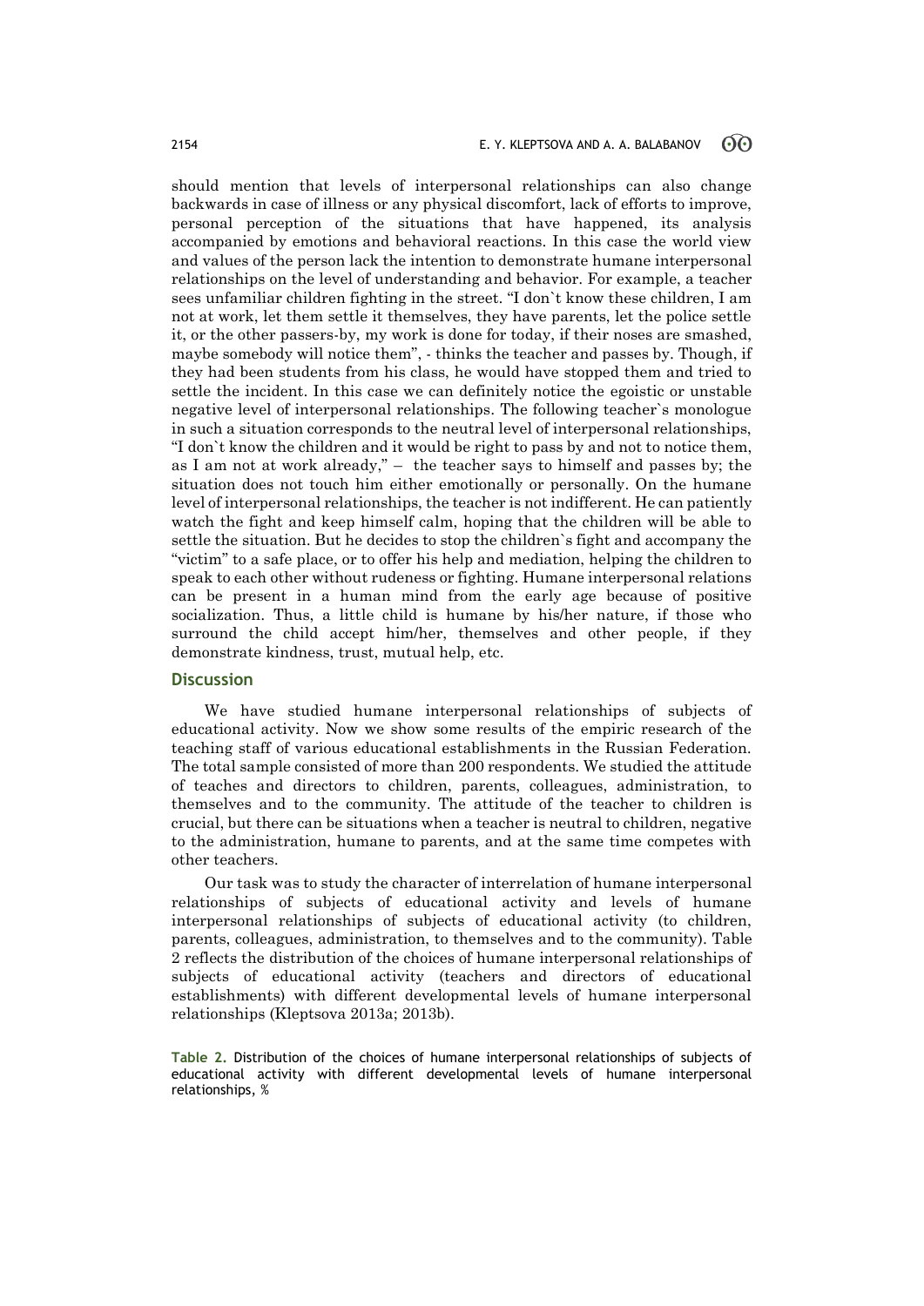should mention that levels of interpersonal relationships can also change backwards in case of illness or any physical discomfort, lack of efforts to improve, personal perception of the situations that have happened, its analysis accompanied by emotions and behavioral reactions. In this case the world view and values of the person lack the intention to demonstrate humane interpersonal relationships on the level of understanding and behavior. For example, a teacher sees unfamiliar children fighting in the street. "I don`t know these children, I am not at work, let them settle it themselves, they have parents, let the police settle it, or the other passers-by, my work is done for today, if their noses are smashed, maybe somebody will notice them", - thinks the teacher and passes by. Though, if they had been students from his class, he would have stopped them and tried to settle the incident. In this case we can definitely notice the egoistic or unstable negative level of interpersonal relationships. The following teacher`s monologue in such a situation corresponds to the neutral level of interpersonal relationships, "I don`t know the children and it would be right to pass by and not to notice them, as I am not at work already," – the teacher says to himself and passes by; the situation does not touch him either emotionally or personally. On the humane level of interpersonal relationships, the teacher is not indifferent. He can patiently watch the fight and keep himself calm, hoping that the children will be able to settle the situation. But he decides to stop the children`s fight and accompany the "victim" to a safe place, or to offer his help and mediation, helping the children to speak to each other without rudeness or fighting. Humane interpersonal relations can be present in a human mind from the early age because of positive socialization. Thus, a little child is humane by his/her nature, if those who surround the child accept him/her, themselves and other people, if they demonstrate kindness, trust, mutual help, etc.

## Discussion

We have studied humane interpersonal relationships of subjects of educational activity. Now we show some results of the empiric research of the teaching staff of various educational establishments in the Russian Federation. The total sample consisted of more than 200 respondents. We studied the attitude of teaches and directors to children, parents, colleagues, administration, to themselves and to the community. The attitude of the teacher to children is crucial, but there can be situations when a teacher is neutral to children, negative to the administration, humane to parents, and at the same time competes with other teachers.

Our task was to study the character of interrelation of humane interpersonal relationships of subjects of educational activity and levels of humane interpersonal relationships of subjects of educational activity (to children, parents, colleagues, administration, to themselves and to the community). Table 2 reflects the distribution of the choices of humane interpersonal relationships of subjects of educational activity (teachers and directors of educational establishments) with different developmental levels of humane interpersonal relationships (Kleptsova 2013a; 2013b).

**Table 2.** Distribution of the choices of humane interpersonal relationships of subjects of educational activity with different developmental levels of humane interpersonal relationships, %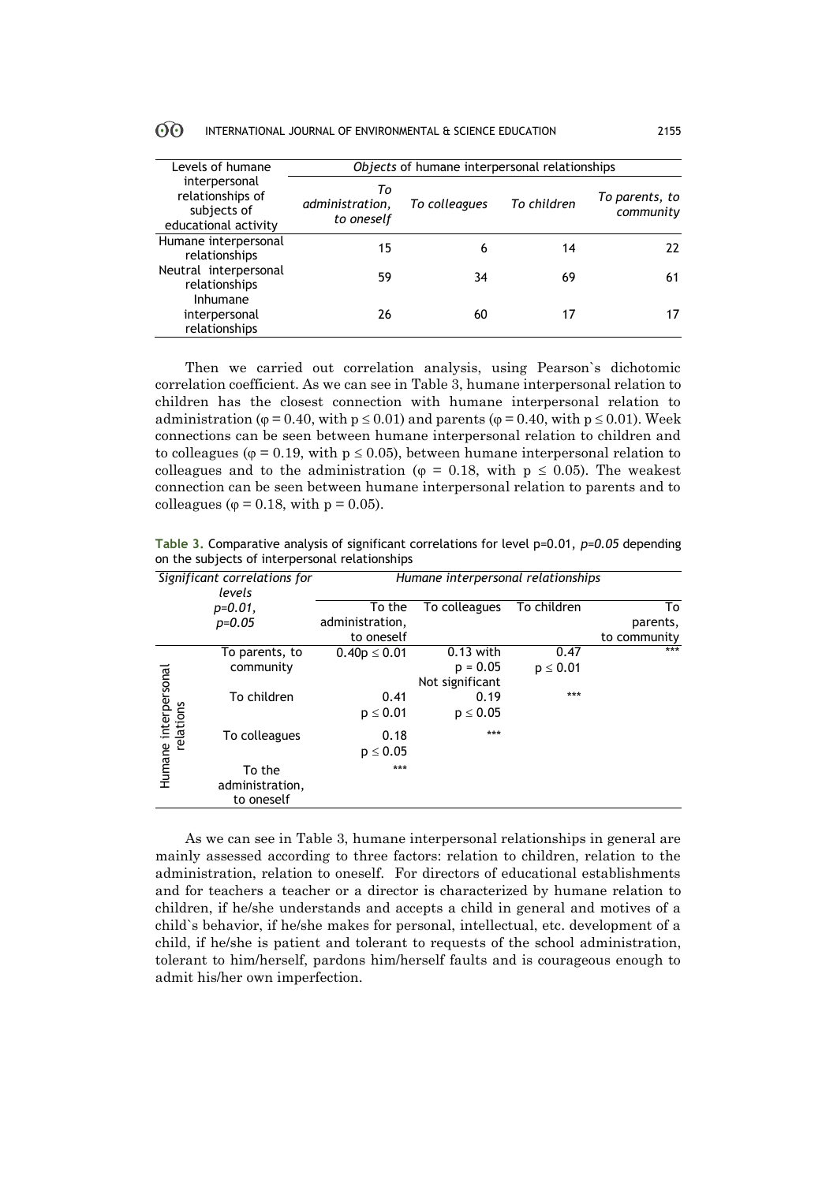| Levels of humane interpersonal relationships of subjects of educational activity | *Objects* of humane interpersonal relationships | | | |
|---|---|---|---|---|
| | *To administration, to oneself* | *To colleagues* | *To children* | *To parents, to community* |
| Humane interpersonal relationships | 15 | 6 | 14 | 22 |
| Neutral interpersonal relationships | 59 | 34 | 69 | 61 |
| Inhumane interpersonal relationships | 26 | 60 | 17 | 17 |

Then we carried out correlation analysis, using Pearson`s dichotomic correlation coefficient. As we can see in Table 3, humane interpersonal relation to children has the closest connection with humane interpersonal relation to administration ($\varphi = 0.40$, with $p \leq 0.01$) and parents ($\varphi = 0.40$, with $p \leq 0.01$). Week connections can be seen between humane interpersonal relation to children and to colleagues ($\varphi = 0.19$, with $p \leq 0.05$), between humane interpersonal relation to colleagues and to the administration ($\varphi = 0.18$, with $p \leq 0.05$). The weakest connection can be seen between humane interpersonal relation to parents and to colleagues ($\varphi = 0.18$, with $p = 0.05$).

**Table 3.** Comparative analysis of significant correlations for level p=0.01, *p=0.05* depending on the subjects of interpersonal relationships

| *Significant correlations for levels p=0.01, p=0.05* | | *Humane interpersonal relationships* | | | |
|---|---|---|---|---|---|
| | | To the administration, to oneself | To colleagues | To children | To parents, to community |
| Humane interpersonal relations | To parents, to community | 0.40p ≤ 0.01 | 0.13 with p = 0.05 Not significant | 0.47 p ≤ 0.01 | *** |
| | To children | 0.41 p ≤ 0.01 | 0.19 p ≤ 0.05 | *** | |
| | To colleagues | 0.18 p ≤ 0.05 | *** | | |
| | To the administration, to oneself | *** | | | |

As we can see in Table 3, humane interpersonal relationships in general are mainly assessed according to three factors: relation to children, relation to the administration, relation to oneself. For directors of educational establishments and for teachers a teacher or a director is characterized by humane relation to children, if he/she understands and accepts a child in general and motives of a child`s behavior, if he/she makes for personal, intellectual, etc. development of a child, if he/she is patient and tolerant to requests of the school administration, tolerant to him/herself, pardons him/herself faults and is courageous enough to admit his/her own imperfection.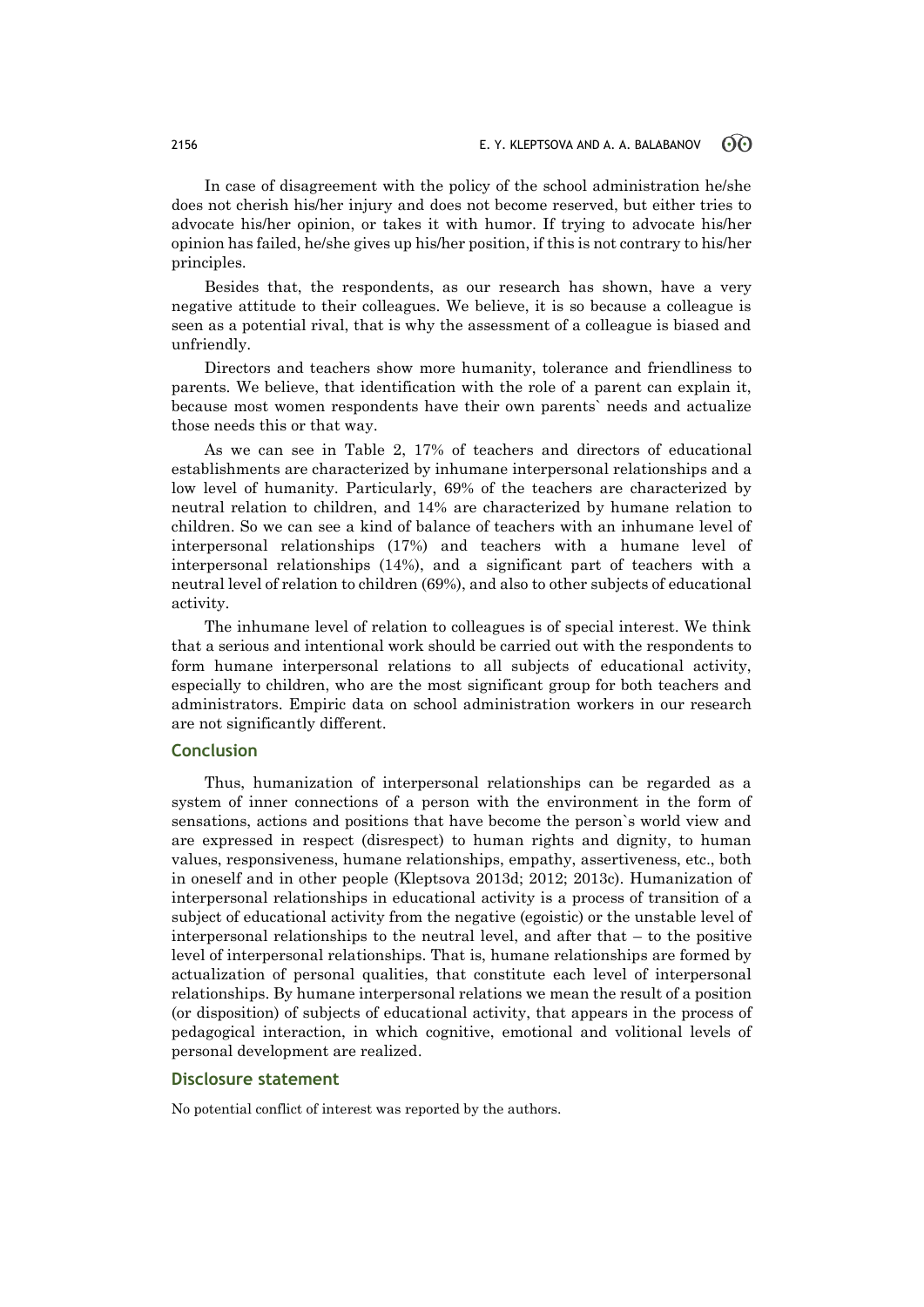In case of disagreement with the policy of the school administration he/she does not cherish his/her injury and does not become reserved, but either tries to advocate his/her opinion, or takes it with humor. If trying to advocate his/her opinion has failed, he/she gives up his/her position, if this is not contrary to his/her principles.

Besides that, the respondents, as our research has shown, have a very negative attitude to their colleagues. We believe, it is so because a colleague is seen as a potential rival, that is why the assessment of a colleague is biased and unfriendly.

Directors and teachers show more humanity, tolerance and friendliness to parents. We believe, that identification with the role of a parent can explain it, because most women respondents have their own parents` needs and actualize those needs this or that way.

As we can see in Table 2, 17% of teachers and directors of educational establishments are characterized by inhumane interpersonal relationships and a low level of humanity. Particularly, 69% of the teachers are characterized by neutral relation to children, and 14% are characterized by humane relation to children. So we can see a kind of balance of teachers with an inhumane level of interpersonal relationships (17%) and teachers with a humane level of interpersonal relationships (14%), and a significant part of teachers with a neutral level of relation to children (69%), and also to other subjects of educational activity.

The inhumane level of relation to colleagues is of special interest. We think that a serious and intentional work should be carried out with the respondents to form humane interpersonal relations to all subjects of educational activity, especially to children, who are the most significant group for both teachers and administrators. Empiric data on school administration workers in our research are not significantly different.

## Conclusion

Thus, humanization of interpersonal relationships can be regarded as a system of inner connections of a person with the environment in the form of sensations, actions and positions that have become the person`s world view and are expressed in respect (disrespect) to human rights and dignity, to human values, responsiveness, humane relationships, empathy, assertiveness, etc., both in oneself and in other people (Kleptsova 2013d; 2012; 2013c). Humanization of interpersonal relationships in educational activity is a process of transition of a subject of educational activity from the negative (egoistic) or the unstable level of interpersonal relationships to the neutral level, and after that – to the positive level of interpersonal relationships. That is, humane relationships are formed by actualization of personal qualities, that constitute each level of interpersonal relationships. By humane interpersonal relations we mean the result of a position (or disposition) of subjects of educational activity, that appears in the process of pedagogical interaction, in which cognitive, emotional and volitional levels of personal development are realized.

## Disclosure statement

No potential conflict of interest was reported by the authors.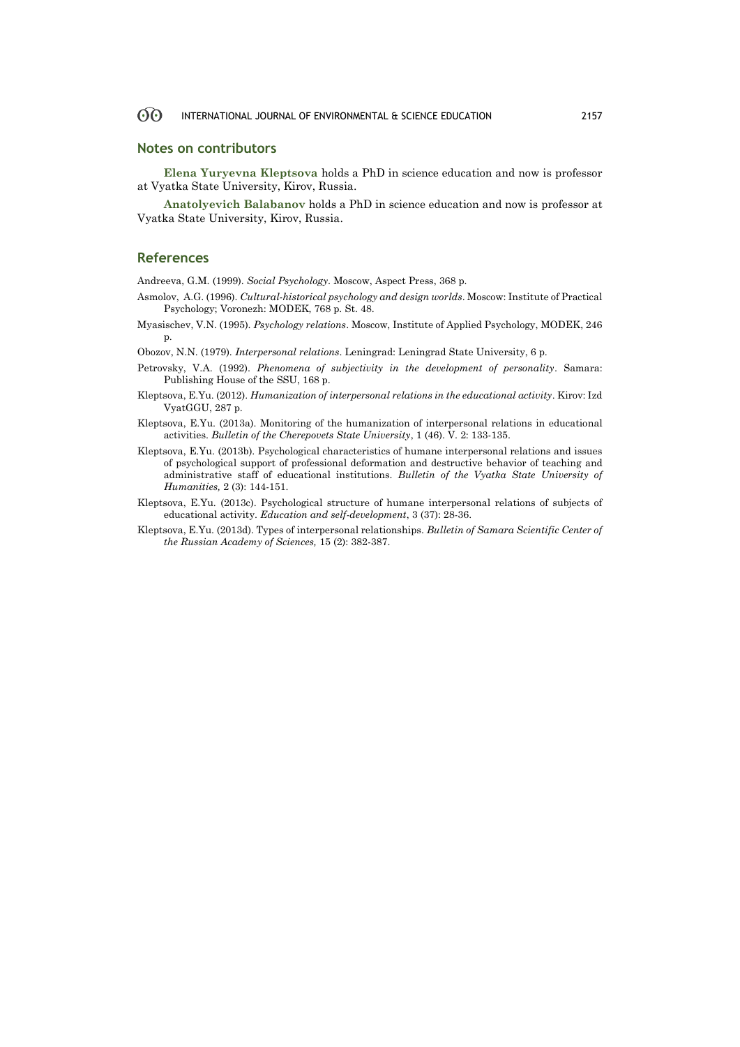## Notes on contributors

**Elena Yuryevna Kleptsova** holds a PhD in science education and now is professor at Vyatka State University, Kirov, Russia.

**Anatolyevich Balabanov** holds a PhD in science education and now is professor at Vyatka State University, Kirov, Russia.

## References

Andreeva, G.M. (1999). *Social Psychology*. Moscow, Aspect Press, 368 p.

Asmolov, A.G. (1996). *Cultural-historical psychology and design worlds*. Moscow: Institute of Practical Psychology; Voronezh: MODEK, 768 p. St. 48.

Myasischev, V.N. (1995). *Psychology relations*. Moscow, Institute of Applied Psychology, MODEK, 246 p.

Obozov, N.N. (1979). *Interpersonal relations*. Leningrad: Leningrad State University, 6 p.

Petrovsky, V.A. (1992). *Phenomena of subjectivity in the development of personality*. Samara: Publishing House of the SSU, 168 p.

Kleptsova, E.Yu. (2012). *Humanization of interpersonal relations in the educational activity*. Kirov: Izd VyatGGU, 287 p.

Kleptsova, E.Yu. (2013a). Monitoring of the humanization of interpersonal relations in educational activities. *Bulletin of the Cherepovets State University*, 1 (46). V. 2: 133-135.

Kleptsova, E.Yu. (2013b). Psychological characteristics of humane interpersonal relations and issues of psychological support of professional deformation and destructive behavior of teaching and administrative staff of educational institutions. *Bulletin of the Vyatka State University of Humanities,* 2 (3): 144-151.

Kleptsova, E.Yu. (2013c). Psychological structure of humane interpersonal relations of subjects of educational activity. *Education and self-development*, 3 (37): 28-36.

Kleptsova, E.Yu. (2013d). Types of interpersonal relationships. *Bulletin of Samara Scientific Center of the Russian Academy of Sciences,* 15 (2): 382-387.